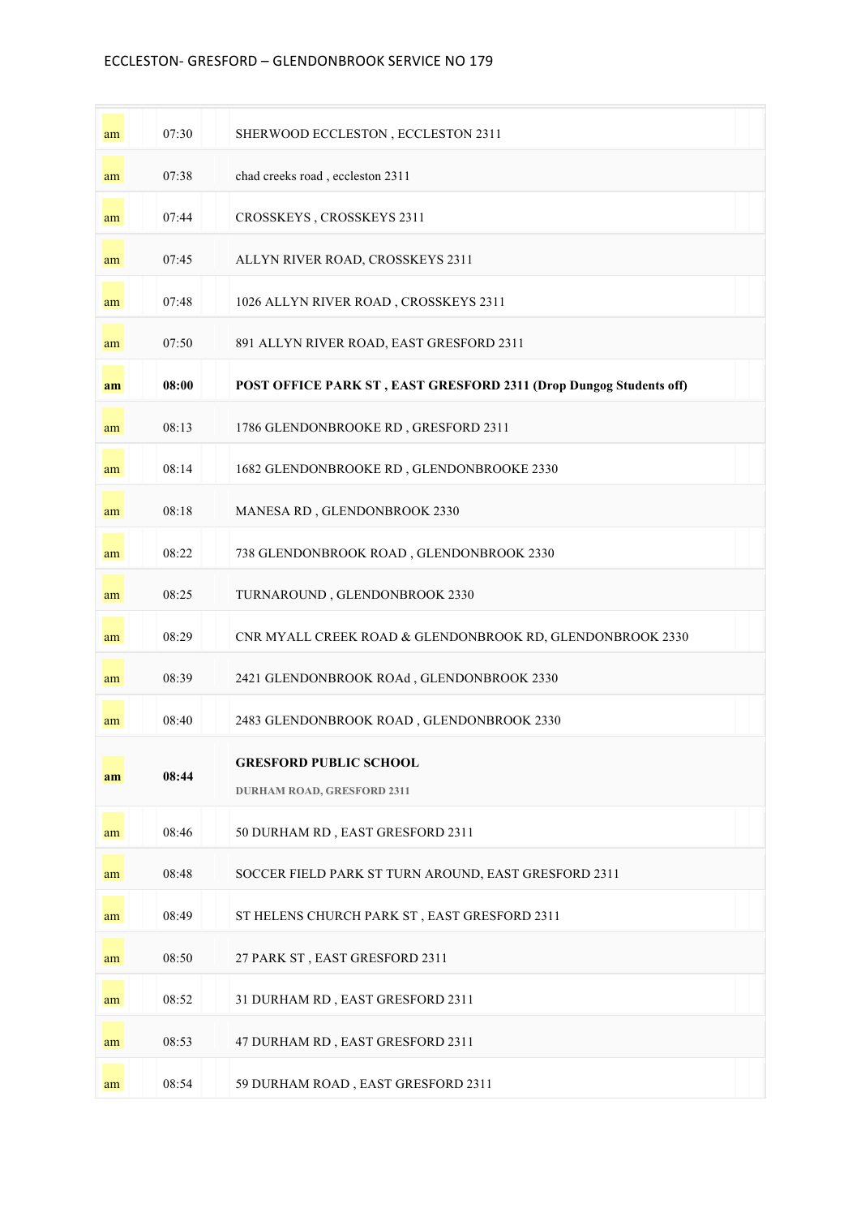# ECCLESTON- GRESFORD – GLENDONBROOK SERVICE NO 179

| | | |
|---|---|---|
| am | 07:30 | SHERWOOD ECCLESTON , ECCLESTON 2311 |
| am | 07:38 | chad creeks road , eccleston 2311 |
| am | 07:44 | CROSSKEYS , CROSSKEYS 2311 |
| am | 07:45 | ALLYN RIVER ROAD, CROSSKEYS 2311 |
| am | 07:48 | 1026 ALLYN RIVER ROAD , CROSSKEYS 2311 |
| am | 07:50 | 891 ALLYN RIVER ROAD, EAST GRESFORD 2311 |
| **am** | **08:00** | **POST OFFICE PARK ST , EAST GRESFORD 2311 (Drop Dungog Students off)** |
| am | 08:13 | 1786 GLENDONBROOKE RD , GRESFORD 2311 |
| am | 08:14 | 1682 GLENDONBROOKE RD , GLENDONBROOKE 2330 |
| am | 08:18 | MANESA RD , GLENDONBROOK 2330 |
| am | 08:22 | 738 GLENDONBROOK ROAD , GLENDONBROOK 2330 |
| am | 08:25 | TURNAROUND , GLENDONBROOK 2330 |
| am | 08:29 | CNR MYALL CREEK ROAD & GLENDONBROOK RD, GLENDONBROOK 2330 |
| am | 08:39 | 2421 GLENDONBROOK ROAd , GLENDONBROOK 2330 |
| am | 08:40 | 2483 GLENDONBROOK ROAD , GLENDONBROOK 2330 |
| **am** | **08:44** | **GRESFORD PUBLIC SCHOOL** <br> **DURHAM ROAD, GRESFORD 2311** |
| am | 08:46 | 50 DURHAM RD , EAST GRESFORD 2311 |
| am | 08:48 | SOCCER FIELD PARK ST TURN AROUND, EAST GRESFORD 2311 |
| am | 08:49 | ST HELENS CHURCH PARK ST , EAST GRESFORD 2311 |
| am | 08:50 | 27 PARK ST , EAST GRESFORD 2311 |
| am | 08:52 | 31 DURHAM RD , EAST GRESFORD 2311 |
| am | 08:53 | 47 DURHAM RD , EAST GRESFORD 2311 |
| am | 08:54 | 59 DURHAM ROAD , EAST GRESFORD 2311 |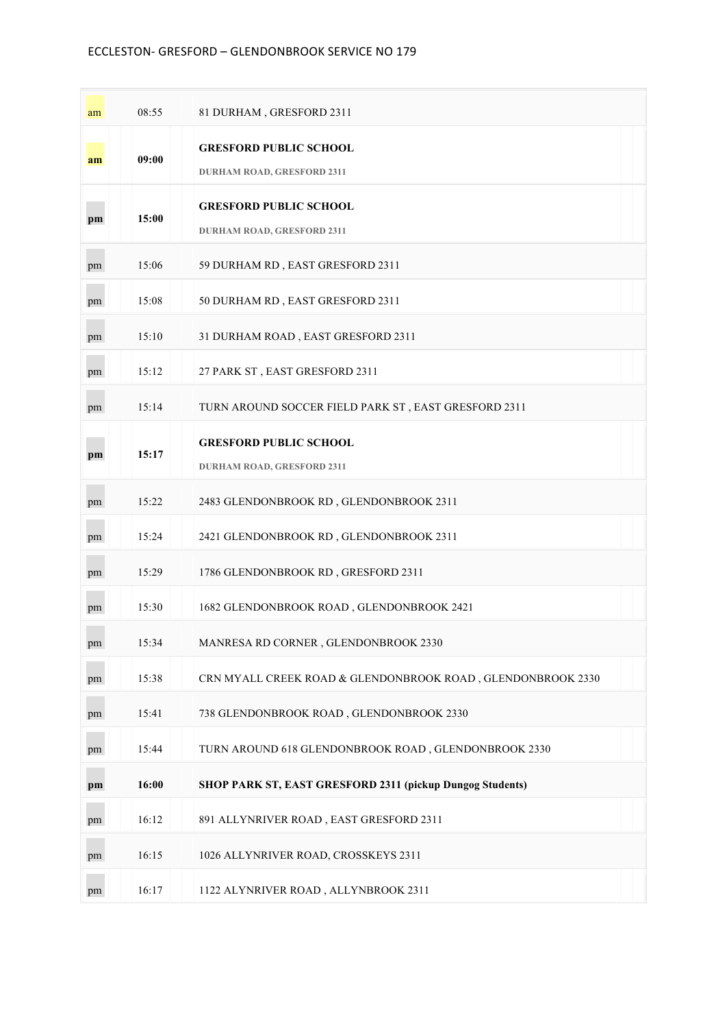ECCLESTON- GRESFORD – GLENDONBROOK SERVICE NO 179

| | | |
|---|---|---|
| am | 08:55 | 81 DURHAM , GRESFORD 2311 |
| **am** | **09:00** | **GRESFORD PUBLIC SCHOOL**<br>**DURHAM ROAD, GRESFORD 2311** |
| **pm** | **15:00** | **GRESFORD PUBLIC SCHOOL**<br>**DURHAM ROAD, GRESFORD 2311** |
| pm | 15:06 | 59 DURHAM RD , EAST GRESFORD 2311 |
| pm | 15:08 | 50 DURHAM RD , EAST GRESFORD 2311 |
| pm | 15:10 | 31 DURHAM ROAD , EAST GRESFORD 2311 |
| pm | 15:12 | 27 PARK ST , EAST GRESFORD 2311 |
| pm | 15:14 | TURN AROUND SOCCER FIELD PARK ST , EAST GRESFORD 2311 |
| **pm** | **15:17** | **GRESFORD PUBLIC SCHOOL**<br>**DURHAM ROAD, GRESFORD 2311** |
| pm | 15:22 | 2483 GLENDONBROOK RD , GLENDONBROOK 2311 |
| pm | 15:24 | 2421 GLENDONBROOK RD , GLENDONBROOK 2311 |
| pm | 15:29 | 1786 GLENDONBROOK RD , GRESFORD 2311 |
| pm | 15:30 | 1682 GLENDONBROOK ROAD , GLENDONBROOK 2421 |
| pm | 15:34 | MANRESA RD CORNER , GLENDONBROOK 2330 |
| pm | 15:38 | CRN MYALL CREEK ROAD & GLENDONBROOK ROAD , GLENDONBROOK 2330 |
| pm | 15:41 | 738 GLENDONBROOK ROAD , GLENDONBROOK 2330 |
| pm | 15:44 | TURN AROUND 618 GLENDONBROOK ROAD , GLENDONBROOK 2330 |
| **pm** | **16:00** | **SHOP PARK ST, EAST GRESFORD 2311 (pickup Dungog Students)** |
| pm | 16:12 | 891 ALLYNRIVER ROAD , EAST GRESFORD 2311 |
| pm | 16:15 | 1026 ALLYNRIVER ROAD, CROSSKEYS 2311 |
| pm | 16:17 | 1122 ALYNRIVER ROAD , ALLYNBROOK 2311 |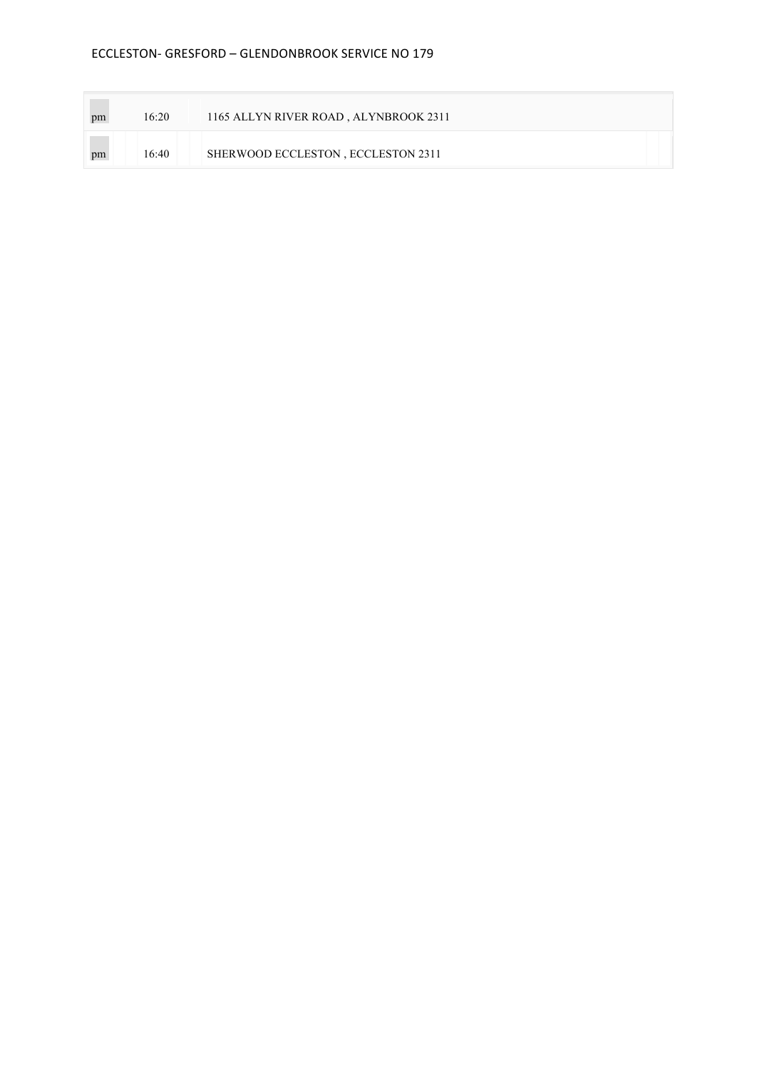| | | |
|---|---|---|
| pm | 16:20 | 1165 ALLYN RIVER ROAD , ALYNBROOK 2311 |
| pm | 16:40 | SHERWOOD ECCLESTON , ECCLESTON 2311 |